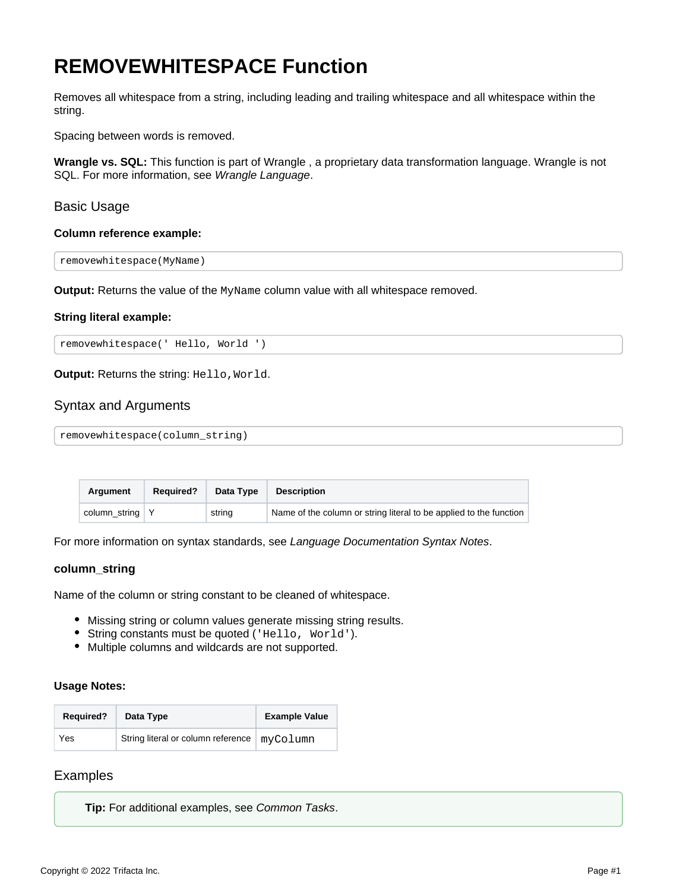# REMOVEWHITESPACE Function

Removes all whitespace from a string, including leading and trailing whitespace and all whitespace within the string.

Spacing between words is removed.

**Wrangle vs. SQL:** This function is part of Wrangle , a proprietary data transformation language. Wrangle is not SQL. For more information, see *Wrangle Language*.

## Basic Usage

**Column reference example:**

```
removewhitespace(MyName)
```

**Output:** Returns the value of the `MyName` column value with all whitespace removed.

**String literal example:**

```
removewhitespace(' Hello, World ')
```

**Output:** Returns the string: `Hello,World`.

## Syntax and Arguments

```
removewhitespace(column_string)
```

| Argument | Required? | Data Type | Description |
| --- | --- | --- | --- |
| column_string | Y | string | Name of the column or string literal to be applied to the function |

For more information on syntax standards, see *Language Documentation Syntax Notes*.

### column_string

Name of the column or string constant to be cleaned of whitespace.

- Missing string or column values generate missing string results.
- String constants must be quoted (`'Hello, World'`).
- Multiple columns and wildcards are not supported.

**Usage Notes:**

| Required? | Data Type | Example Value |
| --- | --- | --- |
| Yes | String literal or column reference | `myColumn` |

## Examples

**Tip:** For additional examples, see *Common Tasks*.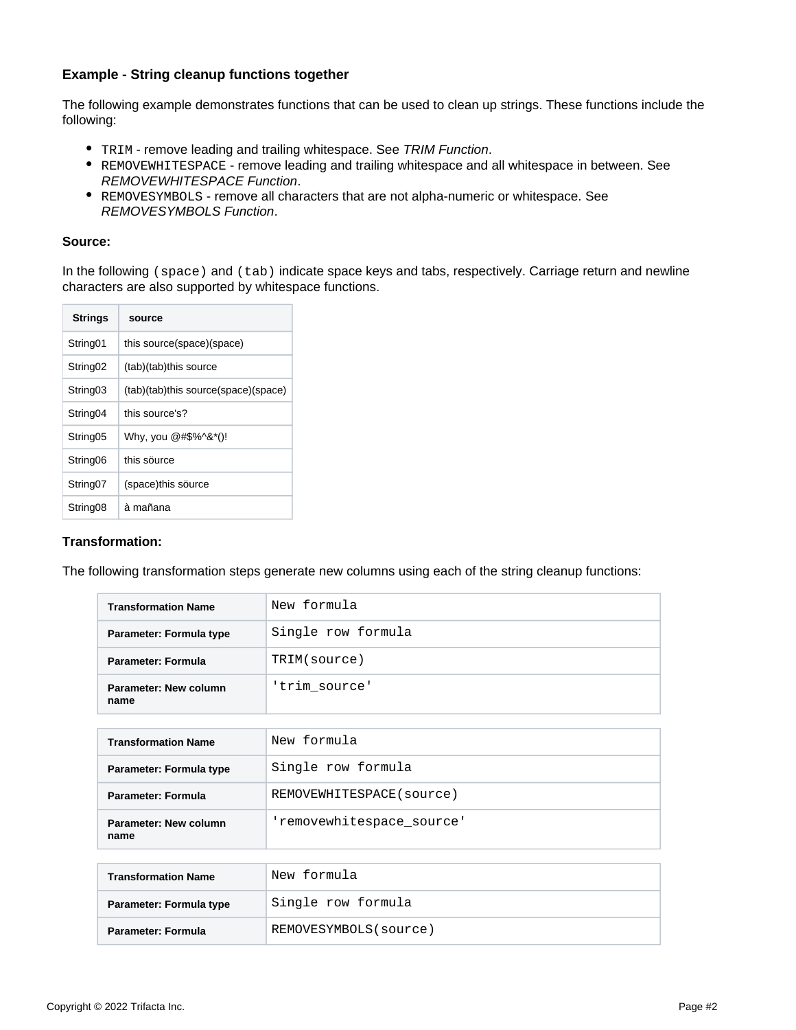### Example - String cleanup functions together

The following example demonstrates functions that can be used to clean up strings. These functions include the following:

- `TRIM` - remove leading and trailing whitespace. See *TRIM Function*.
- `REMOVEWHITESPACE` - remove leading and trailing whitespace and all whitespace in between. See *REMOVEWHITESPACE Function*.
- `REMOVESYMBOLS` - remove all characters that are not alpha-numeric or whitespace. See *REMOVESYMBOLS Function*.

**Source:**

In the following `(space)` and `(tab)` indicate space keys and tabs, respectively. Carriage return and newline characters are also supported by whitespace functions.

| Strings | source |
|---|---|
| String01 | this source(space)(space) |
| String02 | (tab)(tab)this source |
| String03 | (tab)(tab)this source(space)(space) |
| String04 | this source's? |
| String05 | Why, you @#$%^&*()! |
| String06 | this söurce |
| String07 | (space)this söurce |
| String08 | à mañana |

**Transformation:**

The following transformation steps generate new columns using each of the string cleanup functions:

| Transformation Name | `New formula` |
|---|---|
| Parameter: Formula type | `Single row formula` |
| Parameter: Formula | `TRIM(source)` |
| Parameter: New column name | `'trim_source'` |

| Transformation Name | `New formula` |
|---|---|
| Parameter: Formula type | `Single row formula` |
| Parameter: Formula | `REMOVEWHITESPACE(source)` |
| Parameter: New column name | `'removewhitespace_source'` |

| Transformation Name | `New formula` |
|---|---|
| Parameter: Formula type | `Single row formula` |
| Parameter: Formula | `REMOVESYMBOLS(source)` |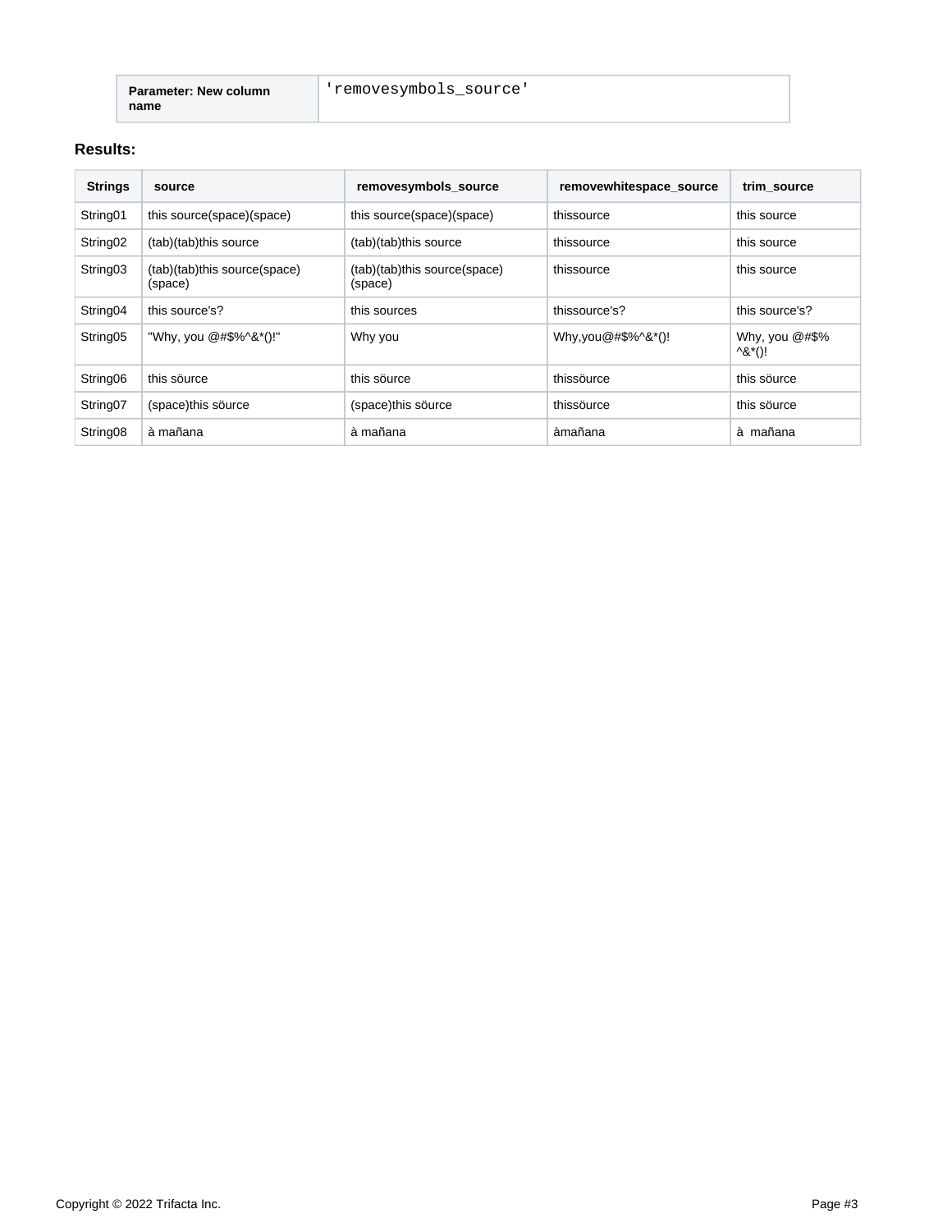| Parameter: New column name | 'removesymbols_source' |
| --- | --- |

**Results:**

| Strings | source | removesymbols_source | removewhitespace_source | trim_source |
| --- | --- | --- | --- | --- |
| String01 | this source(space)(space) | this source(space)(space) | thissource | this source |
| String02 | (tab)(tab)this source | (tab)(tab)this source | thissource | this source |
| String03 | (tab)(tab)this source(space)(space) | (tab)(tab)this source(space)(space) | thissource | this source |
| String04 | this source's? | this sources | thissource's? | this source's? |
| String05 | "Why, you @#$%^&*()!" | Why you | Why,you@#$%^&*()! | Why, you @#$%^&*()! |
| String06 | this söurce | this söurce | thissöurce | this söurce |
| String07 | (space)this söurce | (space)this söurce | thissöurce | this söurce |
| String08 | à mañana | à mañana | àmañana | à  mañana |